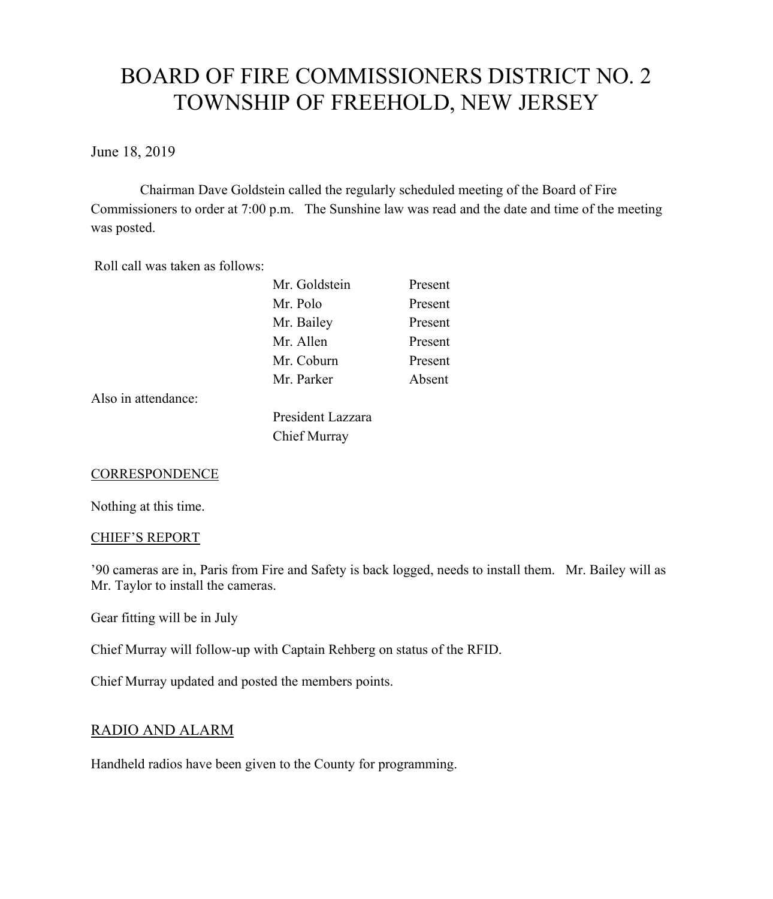# BOARD OF FIRE COMMISSIONERS DISTRICT NO. 2
# TOWNSHIP OF FREEHOLD, NEW JERSEY

June 18, 2019

Chairman Dave Goldstein called the regularly scheduled meeting of the Board of Fire Commissioners to order at 7:00 p.m. The Sunshine law was read and the date and time of the meeting was posted.

Roll call was taken as follows:

| | |
|---|---|
| Mr. Goldstein | Present |
| Mr. Polo | Present |
| Mr. Bailey | Present |
| Mr. Allen | Present |
| Mr. Coburn | Present |
| Mr. Parker | Absent |

Also in attendance:

President Lazzara
Chief Murray

## CORRESPONDENCE

Nothing at this time.

## CHIEF'S REPORT

'90 cameras are in, Paris from Fire and Safety is back logged, needs to install them. Mr. Bailey will as Mr. Taylor to install the cameras.

Gear fitting will be in July

Chief Murray will follow-up with Captain Rehberg on status of the RFID.

Chief Murray updated and posted the members points.

## RADIO AND ALARM

Handheld radios have been given to the County for programming.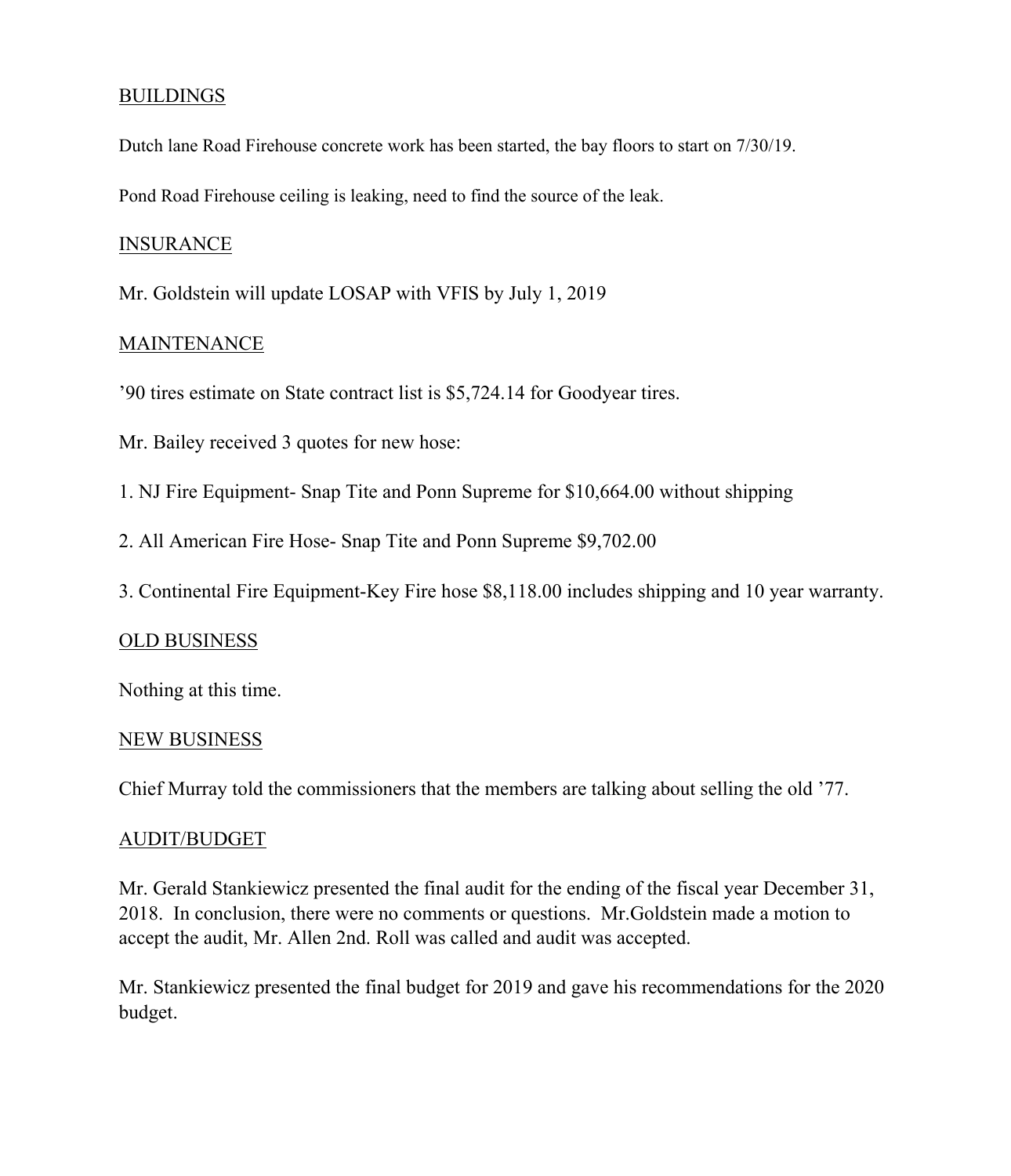## BUILDINGS

Dutch lane Road Firehouse concrete work has been started, the bay floors to start on 7/30/19.

Pond Road Firehouse ceiling is leaking, need to find the source of the leak.

## INSURANCE

Mr. Goldstein will update LOSAP with VFIS by July 1, 2019

## MAINTENANCE

'90 tires estimate on State contract list is $5,724.14 for Goodyear tires.

Mr. Bailey received 3 quotes for new hose:

1. NJ Fire Equipment- Snap Tite and Ponn Supreme for $10,664.00 without shipping
2. All American Fire Hose- Snap Tite and Ponn Supreme $9,702.00
3. Continental Fire Equipment-Key Fire hose $8,118.00 includes shipping and 10 year warranty.

## OLD BUSINESS

Nothing at this time.

## NEW BUSINESS

Chief Murray told the commissioners that the members are talking about selling the old '77.

## AUDIT/BUDGET

Mr. Gerald Stankiewicz presented the final audit for the ending of the fiscal year December 31, 2018. In conclusion, there were no comments or questions. Mr.Goldstein made a motion to accept the audit, Mr. Allen 2nd. Roll was called and audit was accepted.

Mr. Stankiewicz presented the final budget for 2019 and gave his recommendations for the 2020 budget.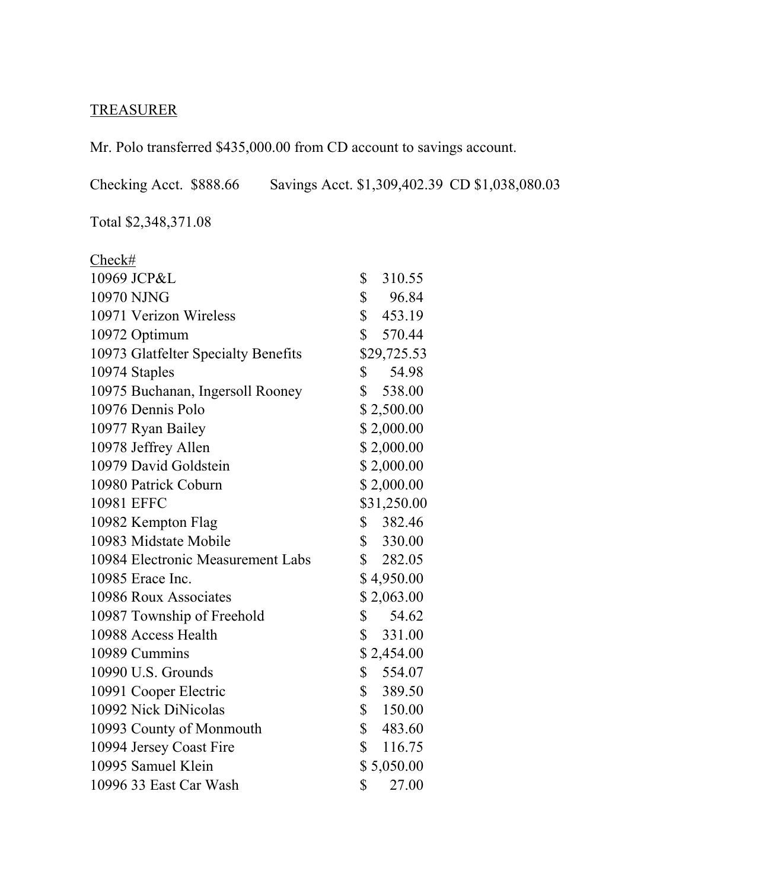TREASURER

Mr. Polo transferred $435,000.00 from CD account to savings account.

Checking Acct. $888.66    Savings Acct. $1,309,402.39  CD $1,038,080.03

Total $2,348,371.08

| Check# | |
|---|---|
| 10969 JCP&L | $ 310.55 |
| 10970 NJNG | $ 96.84 |
| 10971 Verizon Wireless | $ 453.19 |
| 10972 Optimum | $ 570.44 |
| 10973 Glatfelter Specialty Benefits | $29,725.53 |
| 10974 Staples | $ 54.98 |
| 10975 Buchanan, Ingersoll Rooney | $ 538.00 |
| 10976 Dennis Polo | $ 2,500.00 |
| 10977 Ryan Bailey | $ 2,000.00 |
| 10978 Jeffrey Allen | $ 2,000.00 |
| 10979 David Goldstein | $ 2,000.00 |
| 10980 Patrick Coburn | $ 2,000.00 |
| 10981 EFFC | $31,250.00 |
| 10982 Kempton Flag | $ 382.46 |
| 10983 Midstate Mobile | $ 330.00 |
| 10984 Electronic Measurement Labs | $ 282.05 |
| 10985 Erace Inc. | $ 4,950.00 |
| 10986 Roux Associates | $ 2,063.00 |
| 10987 Township of Freehold | $ 54.62 |
| 10988 Access Health | $ 331.00 |
| 10989 Cummins | $ 2,454.00 |
| 10990 U.S. Grounds | $ 554.07 |
| 10991 Cooper Electric | $ 389.50 |
| 10992 Nick DiNicolas | $ 150.00 |
| 10993 County of Monmouth | $ 483.60 |
| 10994 Jersey Coast Fire | $ 116.75 |
| 10995 Samuel Klein | $ 5,050.00 |
| 10996 33 East Car Wash | $ 27.00 |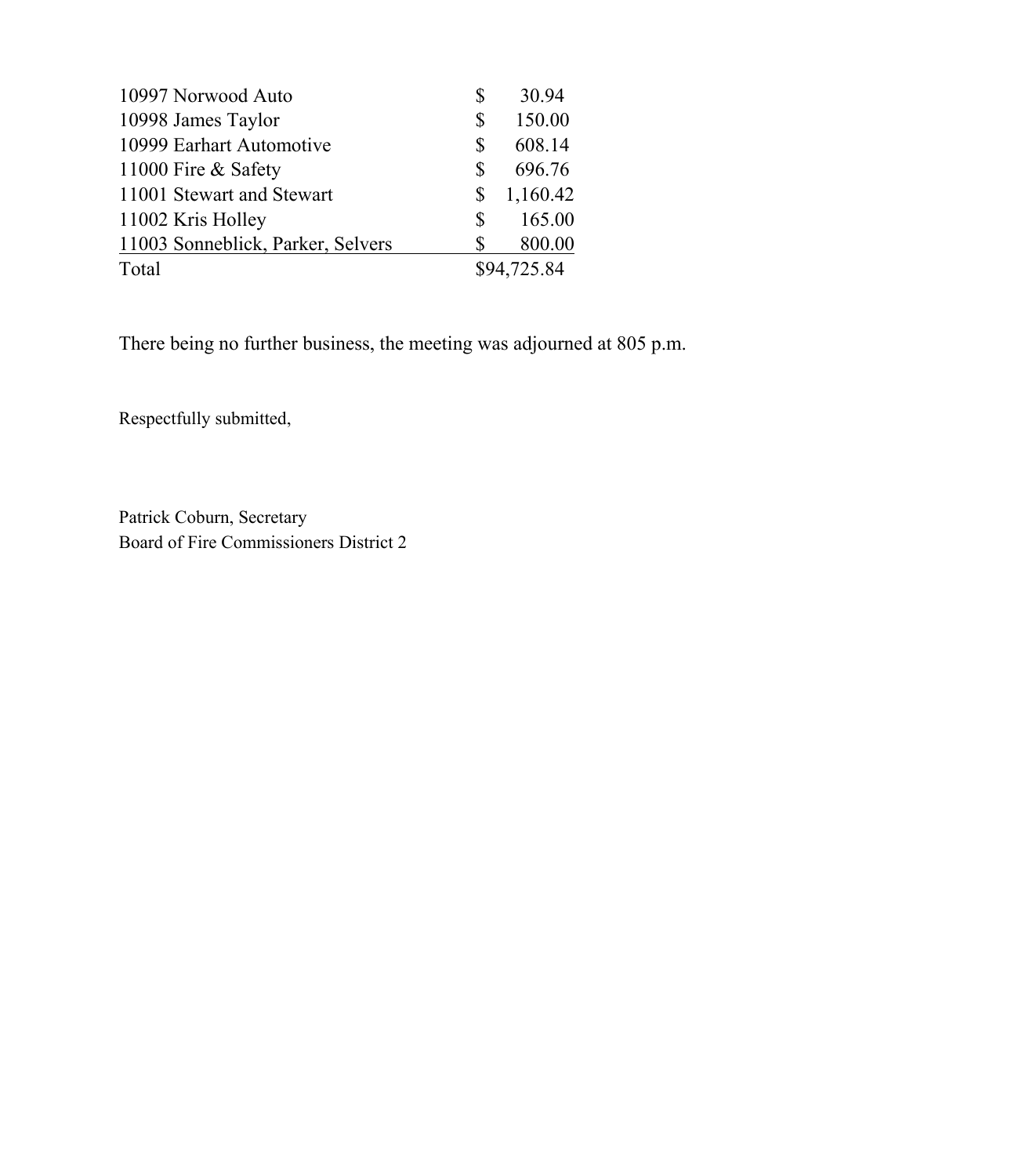| | |
|---|---|
| 10997 Norwood Auto | $ 30.94 |
| 10998 James Taylor | $ 150.00 |
| 10999 Earhart Automotive | $ 608.14 |
| 11000 Fire & Safety | $ 696.76 |
| 11001 Stewart and Stewart | $ 1,160.42 |
| 11002 Kris Holley | $ 165.00 |
| 11003 Sonneblick, Parker, Selvers | $ 800.00 |
| Total | $94,725.84 |

There being no further business, the meeting was adjourned at 805 p.m.

Respectfully submitted,

Patrick Coburn, Secretary
Board of Fire Commissioners District 2